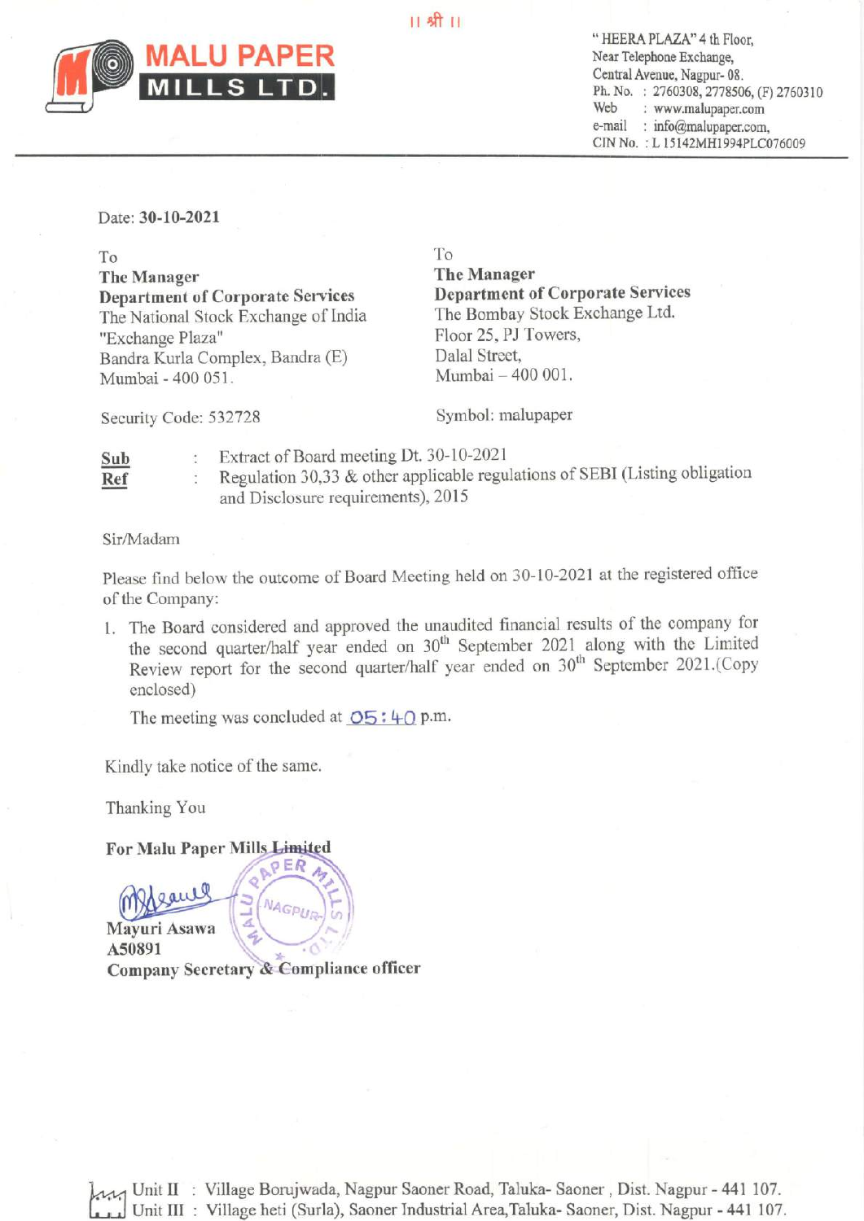|| श्री ||

# MALU PAPER MILLS LTD.

" HEERA PLAZA" 4 th Floor,
Near Telephone Exchange,
Central Avenue, Nagpur- 08.
Ph. No. : 2760308, 2778506, (F) 2760310
Web : www.malupaper.com
e-mail : info@malupaper.com,
CIN No. : L 15142MH1994PLC076009

---

Date: **30-10-2021**

To
**The Manager**
**Department of Corporate Services**
The National Stock Exchange of India
"Exchange Plaza"
Bandra Kurla Complex, Bandra (E)
Mumbai - 400 051.

To
**The Manager**
**Department of Corporate Services**
The Bombay Stock Exchange Ltd.
Floor 25, PJ Towers,
Dalal Street,
Mumbai – 400 001.

Security Code: 532728

Symbol: malupaper

**Sub** : Extract of Board meeting Dt. 30-10-2021
**Ref** : Regulation 30,33 & other applicable regulations of SEBI (Listing obligation and Disclosure requirements), 2015

Sir/Madam

Please find below the outcome of Board Meeting held on 30-10-2021 at the registered office of the Company:

1. The Board considered and approved the unaudited financial results of the company for the second quarter/half year ended on 30th September 2021 along with the Limited Review report for the second quarter/half year ended on 30th September 2021.(Copy enclosed)

   The meeting was concluded at 05:40 p.m.

Kindly take notice of the same.

Thanking You

**For Malu Paper Mills Limited**

**Mayuri Asawa**
**A50891**
**Company Secretary & Compliance officer**

Unit II : Village Borujwada, Nagpur Saoner Road, Taluka- Saoner , Dist. Nagpur - 441 107.
Unit III : Village heti (Surla), Saoner Industrial Area,Taluka- Saoner, Dist. Nagpur - 441 107.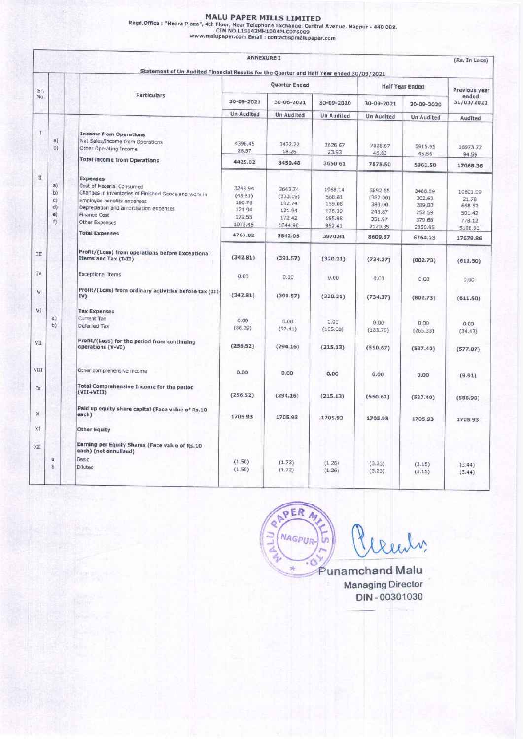# MALU PAPER MILLS LIMITED

Regd.Office : "Heera Plaza", 4th Floor, Near Telephone Exchange, Central Avenue, Nagpur - 440 008.
CIN NO.L15142MH1994PLC076009
www.malupaper.com Email : contacts@malupaper.com

ANNEXURE I

(Rs. In Lacs)

**Statement of Un Audited Financial Results for the Quarter and Half Year ended 30/09/2021**

| Sr. No. | | Particulars | Quarter Ended | | | Half Year Ended | | Previous year ended 31/03/2021 |
|---|---|---|---|---|---|---|---|---|
| | | | 30-09-2021 | 30-06-2021 | 30-09-2020 | 30-09-2021 | 30-09-2020 | |
| | | | Un Audited | Un Audited | Un Audited | Un Audited | Un Audited | Audited |
| I | | **Income from Operations** | | | | | | |
| | a) | Net Sales/Income from Operations | 4396.45 | 3432.22 | 3626.67 | 7828.67 | 5915.95 | 16973.77 |
| | b) | Other Operating Income | 28.57 | 18.26 | 23.93 | 46.83 | 45.56 | 94.59 |
| | | **Total Income from Operations** | 4425.02 | 3450.48 | 3650.61 | 7875.50 | 5961.50 | 17068.36 |
| II | | **Expenses** | | | | | | |
| | a) | Cost of Material Consumed | 3248.94 | 2643.74 | 1968.14 | 5892.68 | 3488.59 | 10601.09 |
| | b) | Changes in inventories of Finished Goods and work in | (48.81) | (333.19) | 568.81 | (382.00) | 302.62 | 21.78 |
| | c) | Employee benefits expenses | 190.76 | 192.24 | 159.08 | 383.00 | 289.80 | 668.52 |
| | d) | Depreciation and amortisation expenses | 121.94 | 121.94 | 126.39 | 243.87 | 252.59 | 501.42 |
| | e) | Finance Cost | 179.55 | 172.42 | 195.98 | 351.97 | 379.68 | 778.12 |
| | f) | Other Expenses | 1075.45 | 1044.90 | 952.41 | 2120.35 | 2050.95 | 5108.93 |
| | | **Total Expenses** | 4767.82 | 3842.05 | 3970.81 | 8609.87 | 6764.23 | 17679.86 |
| III | | **Profit/(Loss) from operations before Exceptional Items and Tax (I-II)** | (342.81) | (391.57) | (320.21) | (734.37) | (802.73) | (611.50) |
| IV | | Exceptional Items | 0.00 | 0.00 | 0.00 | 0.00 | 0.00 | 0.00 |
| V | | **Profit/(Loss) from ordinary activities before tax (III-IV)** | (342.81) | (391.57) | (320.21) | (734.37) | (802.73) | (611.50) |
| VI | | **Tax Expenses** | | | | | | |
| | a) | Current Tax | 0.00 | 0.00 | 0.00 | 0.00 | 0.00 | 0.00 |
| | b) | Deferred Tax | (86.29) | (97.41) | (105.08) | (183.70) | (265.33) | (34.43) |
| VII | | **Profit/(Loss) for the period from continuing operations (V-VI)** | (256.52) | (294.16) | (215.13) | (550.67) | (537.40) | (577.07) |
| VIII | | Other comprehensive income | 0.00 | 0.00 | 0.00 | 0.00 | 0.00 | (9.91) |
| IX | | **Total Comprehensive Income for the period (VII+VIII)** | (256.52) | (294.16) | (215.13) | (550.67) | (537.40) | (586.98) |
| X | | **Paid up equity share capital (Face value of Rs.10 each)** | 1705.93 | 1705.93 | 1705.93 | 1705.93 | 1705.93 | 1705.93 |
| XI | | **Other Equity** | | | | | | |
| XII | | **Earning per Equity Shares (Face value of Rs.10 each) (not annulised)** | | | | | | |
| | a | Basic | (1.50) | (1.72) | (1.26) | (3.23) | (3.15) | (3.44) |
| | b | Diluted | (1.50) | (1.72) | (1.26) | (3.23) | (3.15) | (3.44) |

Punamchand Malu
Managing Director
DIN - 00301030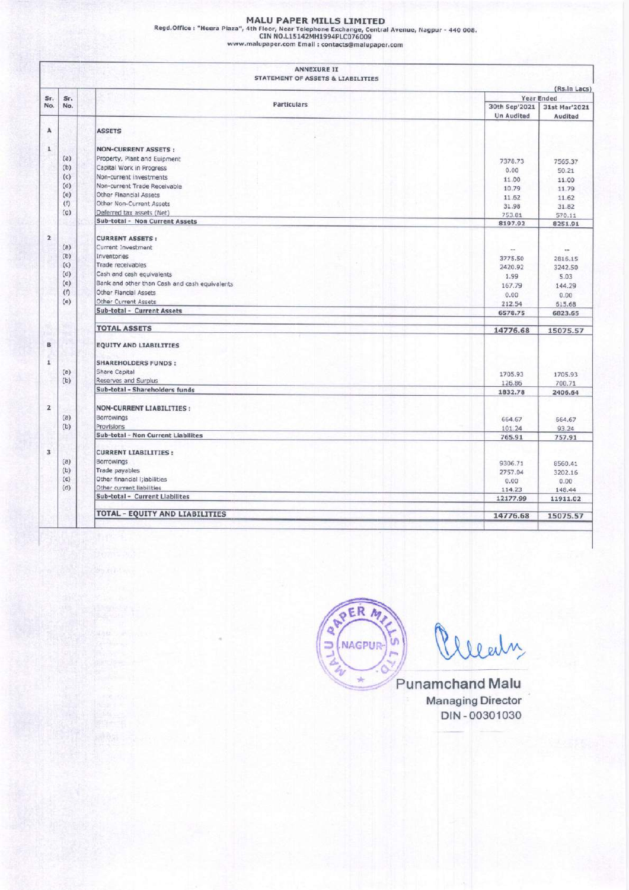# MALU PAPER MILLS LIMITED

Regd.Office : "Heera Plaza", 4th Floor, Near Telephone Exchange, Central Avenue, Nagpur - 440 008.
CIN NO.L15142MH1994PLC076009
www.malupaper.com Email : contacts@malupaper.com

## ANNEXURE II
### STATEMENT OF ASSETS & LIABILITIES

(Rs.In Lacs)

| Sr. No. | Sr. No. | Particulars | Year Ended | |
|---|---|---|---|---|
| | | | 30th Sep'2021 Un Audited | 31st Mar'2021 Audited |
| A | | **ASSETS** | | |
| 1 | | **NON-CURRENT ASSETS :** | | |
| | (a) | Property, Plant and Euipment | 7378.73 | 7565.37 |
| | (b) | Capital Work in Progress | 0.00 | 50.21 |
| | (c) | Non-current investments | 11.00 | 11.00 |
| | (d) | Non-current Trade Receivable | 10.79 | 11.79 |
| | (e) | Other Financial Assets | 11.62 | 11.62 |
| | (f) | Other Non-Current Assets | 31.98 | 31.82 |
| | (g) | Deferred tax assets (Net) | 753.81 | 570.11 |
| | | **Sub-total - Non Current Assets** | 8197.92 | 8251.91 |
| 2 | | **CURRENT ASSETS :** | | |
| | (a) | Current Investment | -- | -- |
| | (b) | Inventories | 3775.50 | 2816.15 |
| | (c) | Trade receivables | 2420.92 | 3242.50 |
| | (d) | Cash and cash equivalents | 1.99 | 5.03 |
| | (e) | Bank and other than Cash and cash equivalents | 167.79 | 144.29 |
| | (f) | Other Fiancial Assets | 0.00 | 0.00 |
| | (e) | Other Current Assets | 212.54 | 615.68 |
| | | **Sub-total - Current Assets** | 6578.75 | 6823.65 |
| | | **TOTAL ASSETS** | **14776.68** | **15075.57** |
| B | | **EQUITY AND LIABILITIES** | | |
| 1 | | **SHAREHOLDERS FUNDS :** | | |
| | (a) | Share Capital | 1705.93 | 1705.93 |
| | (b) | Reserves and Surplus | 126.86 | 700.71 |
| | | **Sub-total - Shareholders funds** | 1832.78 | 2406.64 |
| 2 | | **NON-CURRENT LIABILITIES :** | | |
| | (a) | Borrowings | 664.67 | 664.67 |
| | (b) | Provisions | 101.24 | 93.24 |
| | | **Sub-total - Non Current Liabilites** | 765.91 | 757.91 |
| 3 | | **CURRENT LIABILITIES :** | | |
| | (a) | Borrowings | 9306.71 | 8560.41 |
| | (b) | Trade payables | 2757.04 | 3202.16 |
| | (c) | Other financial liabilities | 0.00 | 0.00 |
| | (d) | Other current liabilities | 114.23 | 148.44 |
| | | **Sub-total - Current Liabilites** | 12177.99 | 11911.02 |
| | | **TOTAL - EQUITY AND LIABILITIES** | **14776.68** | **15075.57** |

Punamchand Malu
Managing Director
DIN - 00301030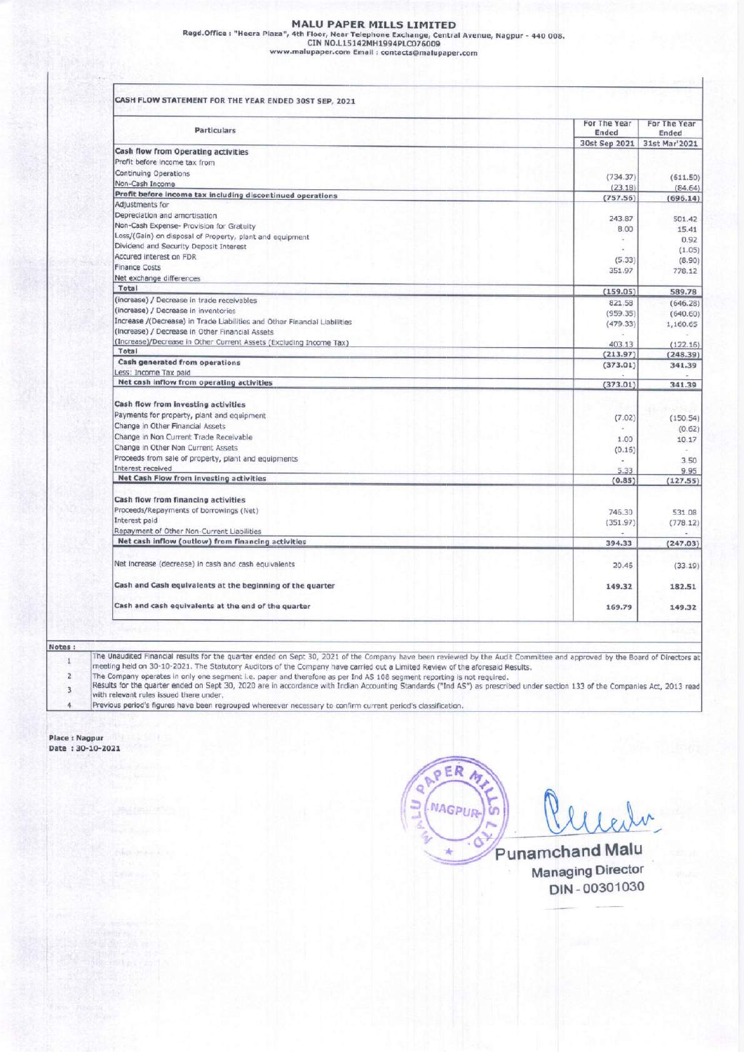# MALU PAPER MILLS LIMITED

Regd.Office : "Heera Plaza", 4th Floor, Near Telephone Exchange, Central Avenue, Nagpur - 440 008.
CIN NO.L15142MH1994PLC076009
www.malupaper.com Email : contacts@malupaper.com

## CASH FLOW STATEMENT FOR THE YEAR ENDED 30ST SEP, 2021

| Particulars | For The Year Ended 30st Sep 2021 | For The Year Ended 31st Mar'2021 |
|---|---|---|
| **Cash flow from Operating activities** | | |
| Profit before income tax from | | |
| Continuing Operations | (734.37) | (611.50) |
| Non-Cash Income | (23.18) | (84.64) |
| **Profit before income tax including discontinued operations** | **(757.56)** | **(696.14)** |
| Adjustments for | | |
| Depreciation and amortisation | 243.87 | 501.42 |
| Non-Cash Expense- Provision for Gratuity | 8.00 | 15.41 |
| Loss/(Gain) on disposal of Property, plant and equipment | - | 0.92 |
| Dividend and Security Deposit Interest | - | (1.05) |
| Accured Interest on FDR | (5.33) | (8.90) |
| Finance Costs | 351.97 | 778.12 |
| Net exchange differences | | |
| **Total** | **(159.05)** | **589.78** |
| (Increase) / Decrease in trade receivables | 821.58 | (646.28) |
| (Increase) / Decrease in inventories | (959.35) | (640.60) |
| Increase /(Decrease) in Trade Liabilities and Other Financial Liabilities | (479.33) | 1,160.65 |
| (Increase) / Decrease in Other Financial Assets | - | - |
| (Increase)/Decrease in Other Current Assets (Excluding Income Tax) | 403.13 | (122.16) |
| **Total** | **(213.97)** | **(248.39)** |
| **Cash generated from operations** | **(373.01)** | **341.39** |
| Less: Income Tax paid | - | - |
| **Net cash inflow from operating activities** | **(373.01)** | **341.39** |
| | | |
| **Cash flow from investing activities** | | |
| Payments for property, plant and equipment | (7.02) | (150.54) |
| Change in Other Financial Assets | - | (0.62) |
| Change in Non Current Trade Receivable | 1.00 | 10.17 |
| Change in Other Non Current Assets | (0.16) | - |
| Proceeds from sale of property, plant and equipments | - | 3.50 |
| Interest received | 5.33 | 9.95 |
| **Net Cash Flow from investing activities** | **(0.85)** | **(127.55)** |
| | | |
| **Cash flow from financing activities** | | |
| Proceeds/Repayments of borrowings (Net) | 746.30 | 531.08 |
| Interest paid | (351.97) | (778.12) |
| Repayment of Other Non-Current Liabilities | - | - |
| **Net cash inflow (outflow) from financing activities** | **394.33** | **(247.03)** |
| | | |
| Net increase (decrease) in cash and cash equivalents | 20.46 | (33.19) |
| | | |
| **Cash and Cash equivalents at the beginning of the quarter** | **149.32** | **182.51** |
| | | |
| **Cash and cash equivalents at the end of the quarter** | **169.79** | **149.32** |

**Notes :**

1. The Unaudited Financial results for the quarter ended on Sept 30, 2021 of the Company have been reviewed by the Audit Committee and approved by the Board of Directors at meeting held on 30-10-2021. The Statutory Auditors of the Company have carried out a Limited Review of the aforesaid Results.
2. The Company operates in only one segment i.e. paper and therefore as per Ind AS 108 segment reporting is not required.
3. Results for the quarter ended on Sept 30, 2020 are in accordance with Indian Accounting Standards ("Ind AS") as prescribed under section 133 of the Companies Act, 2013 read with relevant rules issued there under.
4. Previous period's figures have been regrouped whereever necessary to confirm current period's classification.

**Place : Nagpur**
**Date : 30-10-2021**

**Punamchand Malu**
Managing Director
DIN - 00301030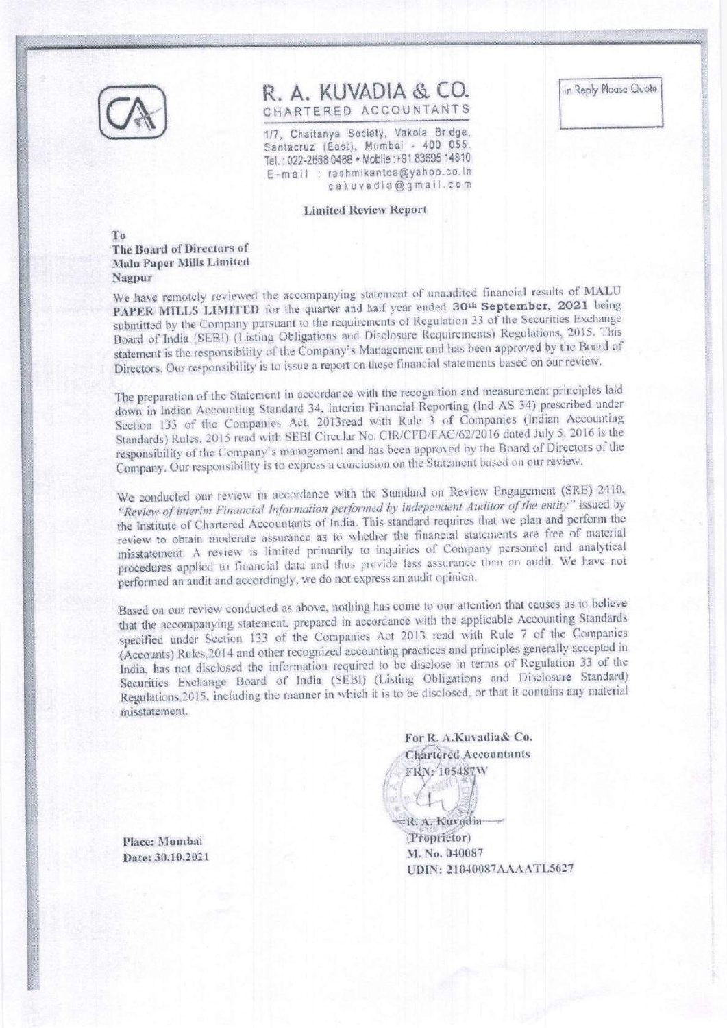# R. A. KUVADIA & CO.

CHARTERED ACCOUNTANTS

1/7, Chaitanya Society, Vakola Bridge, Santacruz (East), Mumbai - 400 055.
Tel.: 022-2668 0488 • Mobile :+91 83695 14810
E-mail : rashmikantca@yahoo.co.in
cakuvadia@gmail.com

In Reply Please Quote

## Limited Review Report

To
**The Board of Directors of**
**Malu Paper Mills Limited**
**Nagpur**

We have remotely reviewed the accompanying statement of unaudited financial results of **MALU PAPER MILLS LIMITED** for the quarter and half year ended **30th September, 2021** being submitted by the Company pursuant to the requirements of Regulation 33 of the Securities Exchange Board of India (SEBI) (Listing Obligations and Disclosure Requirements) Regulations, 2015. This statement is the responsibility of the Company's Management and has been approved by the Board of Directors. Our responsibility is to issue a report on these financial statements based on our review.

The preparation of the Statement in accordance with the recognition and measurement principles laid down in Indian Accounting Standard 34, Interim Financial Reporting (Ind AS 34) prescribed under Section 133 of the Companies Act, 2013read with Rule 3 of Companies (Indian Accounting Standards) Rules, 2015 read with SEBI Circular No. CIR/CFD/FAC/62/2016 dated July 5, 2016 is the responsibility of the Company's management and has been approved by the Board of Directors of the Company. Our responsibility is to express a conclusion on the Statement based on our review.

We conducted our review in accordance with the Standard on Review Engagement (SRE) 2410, *"Review of interim Financial Information performed by independent Auditor of the entity"* issued by the Institute of Chartered Accountants of India. This standard requires that we plan and perform the review to obtain moderate assurance as to whether the financial statements are free of material misstatement. A review is limited primarily to inquiries of Company personnel and analytical procedures applied to financial data and thus provide less assurance than an audit. We have not performed an audit and accordingly, we do not express an audit opinion.

Based on our review conducted as above, nothing has come to our attention that causes us to believe that the accompanying statement, prepared in accordance with the applicable Accounting Standards specified under Section 133 of the Companies Act 2013 read with Rule 7 of the Companies (Accounts) Rules,2014 and other recognized accounting practices and principles generally accepted in India, has not disclosed the information required to be disclose in terms of Regulation 33 of the Securities Exchange Board of India (SEBI) (Listing Obligations and Disclosure Standard) Regulations,2015, including the manner in which it is to be disclosed, or that it contains any material misstatement.

**For R. A.Kuvadia& Co.**
**Chartered Accountants**
**FRN: 105487W**

**R. A. Kuvadia**
**(Proprietor)**
**M. No. 040087**
**UDIN: 21040087AAAATL5627**

**Place: Mumbai**
**Date: 30.10.2021**